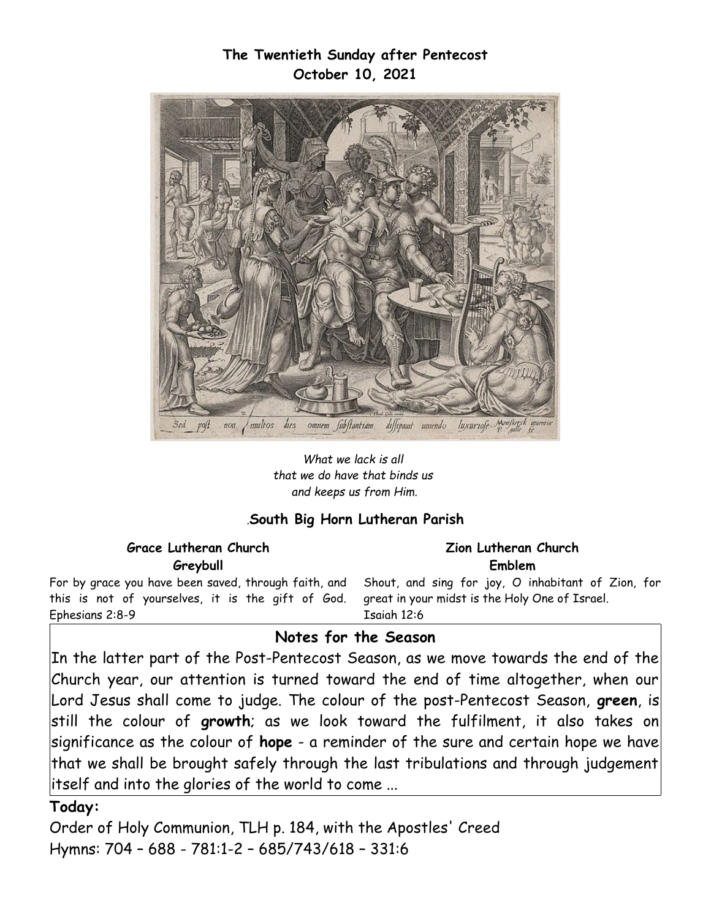**The Twentieth Sunday after Pentecost**
**October 10, 2021**

*What we lack is all*
*that we do have that binds us*
*and keeps us from Him.*

.**South Big Horn Lutheran Parish**

**Grace Lutheran Church**
**Greybull**

For by grace you have been saved, through faith, and this is not of yourselves, it is the gift of God. Ephesians 2:8-9

**Zion Lutheran Church**
**Emblem**

Shout, and sing for joy, O inhabitant of Zion, for great in your midst is the Holy One of Israel. Isaiah 12:6

## Notes for the Season

In the latter part of the Post-Pentecost Season, as we move towards the end of the Church year, our attention is turned toward the end of time altogether, when our Lord Jesus shall come to judge. The colour of the post-Pentecost Season, **green**, is still the colour of **growth**; as we look toward the fulfilment, it also takes on significance as the colour of **hope** - a reminder of the sure and certain hope we have that we shall be brought safely through the last tribulations and through judgement itself and into the glories of the world to come ...

**Today:**

Order of Holy Communion, TLH p. 184, with the Apostles' Creed
Hymns: 704 – 688 - 781:1-2 – 685/743/618 – 331:6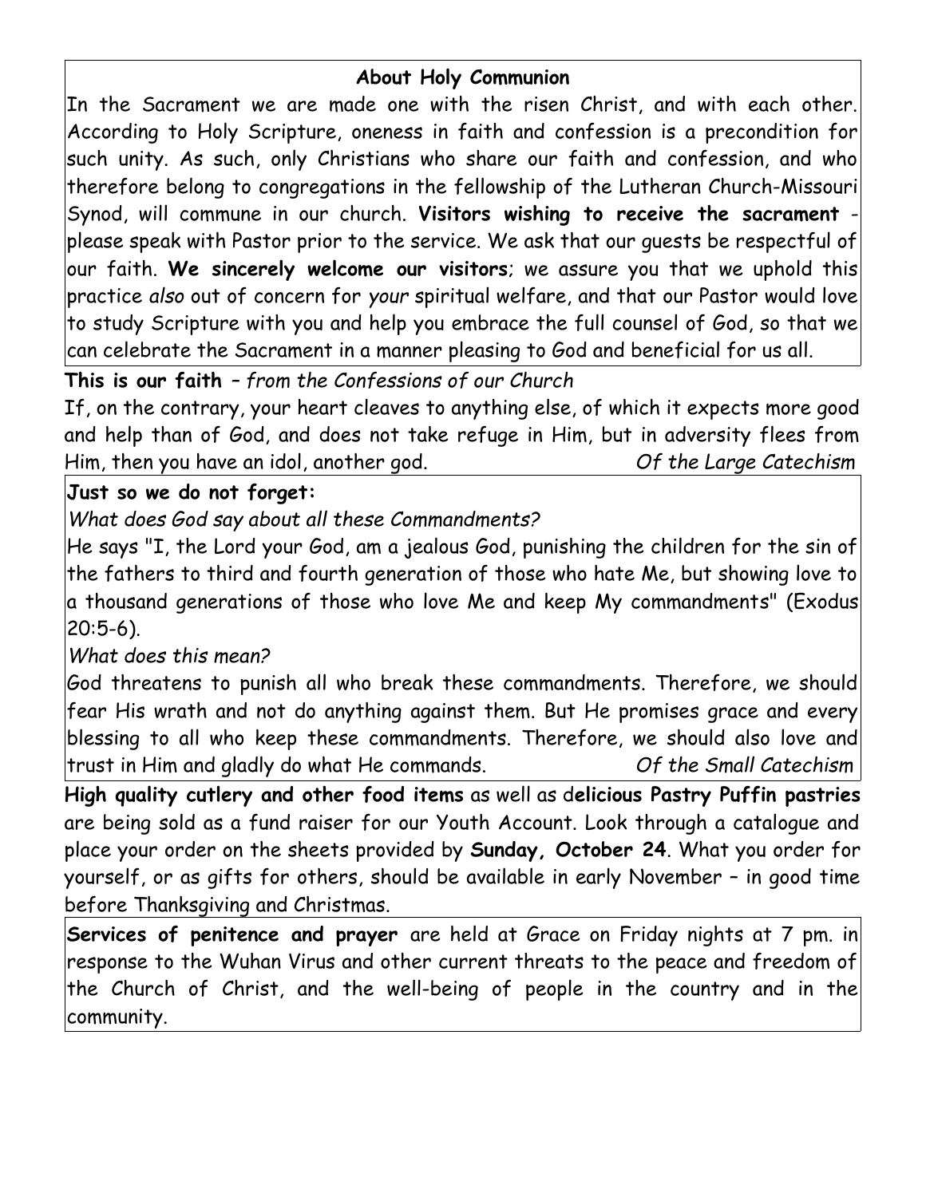## About Holy Communion

In the Sacrament we are made one with the risen Christ, and with each other. According to Holy Scripture, oneness in faith and confession is a precondition for such unity. As such, only Christians who share our faith and confession, and who therefore belong to congregations in the fellowship of the Lutheran Church-Missouri Synod, will commune in our church. **Visitors wishing to receive the sacrament** - please speak with Pastor prior to the service. We ask that our guests be respectful of our faith. **We sincerely welcome our visitors**; we assure you that we uphold this practice *also* out of concern for *your* spiritual welfare, and that our Pastor would love to study Scripture with you and help you embrace the full counsel of God, so that we can celebrate the Sacrament in a manner pleasing to God and beneficial for us all.

**This is our faith** – *from the Confessions of our Church*

If, on the contrary, your heart cleaves to anything else, of which it expects more good and help than of God, and does not take refuge in Him, but in adversity flees from Him, then you have an idol, another god. *Of the Large Catechism*

**Just so we do not forget:**

*What does God say about all these Commandments?*

He says "I, the Lord your God, am a jealous God, punishing the children for the sin of the fathers to third and fourth generation of those who hate Me, but showing love to a thousand generations of those who love Me and keep My commandments" (Exodus 20:5-6).

*What does this mean?*

God threatens to punish all who break these commandments. Therefore, we should fear His wrath and not do anything against them. But He promises grace and every blessing to all who keep these commandments. Therefore, we should also love and trust in Him and gladly do what He commands. *Of the Small Catechism*

**High quality cutlery and other food items** as well as d**elicious Pastry Puffin pastries** are being sold as a fund raiser for our Youth Account. Look through a catalogue and place your order on the sheets provided by **Sunday, October 24**. What you order for yourself, or as gifts for others, should be available in early November – in good time before Thanksgiving and Christmas.

**Services of penitence and prayer** are held at Grace on Friday nights at 7 pm. in response to the Wuhan Virus and other current threats to the peace and freedom of the Church of Christ, and the well-being of people in the country and in the community.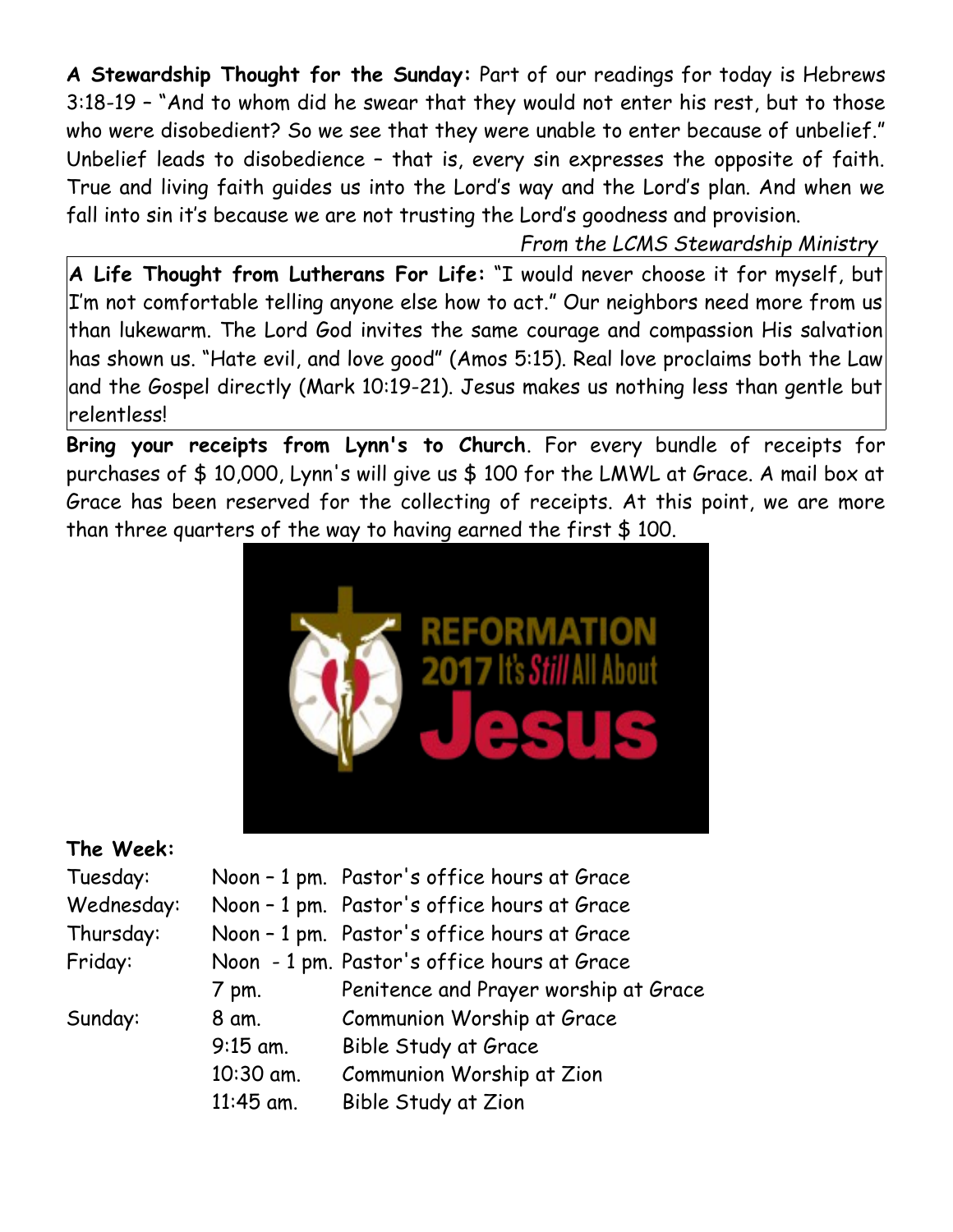**A Stewardship Thought for the Sunday:** Part of our readings for today is Hebrews 3:18-19 – "And to whom did he swear that they would not enter his rest, but to those who were disobedient? So we see that they were unable to enter because of unbelief." Unbelief leads to disobedience – that is, every sin expresses the opposite of faith. True and living faith guides us into the Lord's way and the Lord's plan. And when we fall into sin it's because we are not trusting the Lord's goodness and provision.

*From the LCMS Stewardship Ministry*

**A Life Thought from Lutherans For Life:** "I would never choose it for myself, but I'm not comfortable telling anyone else how to act." Our neighbors need more from us than lukewarm. The Lord God invites the same courage and compassion His salvation has shown us. "Hate evil, and love good" (Amos 5:15). Real love proclaims both the Law and the Gospel directly (Mark 10:19-21). Jesus makes us nothing less than gentle but relentless!

**Bring your receipts from Lynn's to Church**. For every bundle of receipts for purchases of $ 10,000, Lynn's will give us $ 100 for the LMWL at Grace. A mail box at Grace has been reserved for the collecting of receipts. At this point, we are more than three quarters of the way to having earned the first $ 100.

REFORMATION 2017 It's *Still* All About Jesus

**The Week:**

| | | |
|---|---|---|
| Tuesday: | Noon – 1 pm. | Pastor's office hours at Grace |
| Wednesday: | Noon – 1 pm. | Pastor's office hours at Grace |
| Thursday: | Noon – 1 pm. | Pastor's office hours at Grace |
| Friday: | Noon - 1 pm. | Pastor's office hours at Grace |
| | 7 pm. | Penitence and Prayer worship at Grace |
| Sunday: | 8 am. | Communion Worship at Grace |
| | 9:15 am. | Bible Study at Grace |
| | 10:30 am. | Communion Worship at Zion |
| | 11:45 am. | Bible Study at Zion |